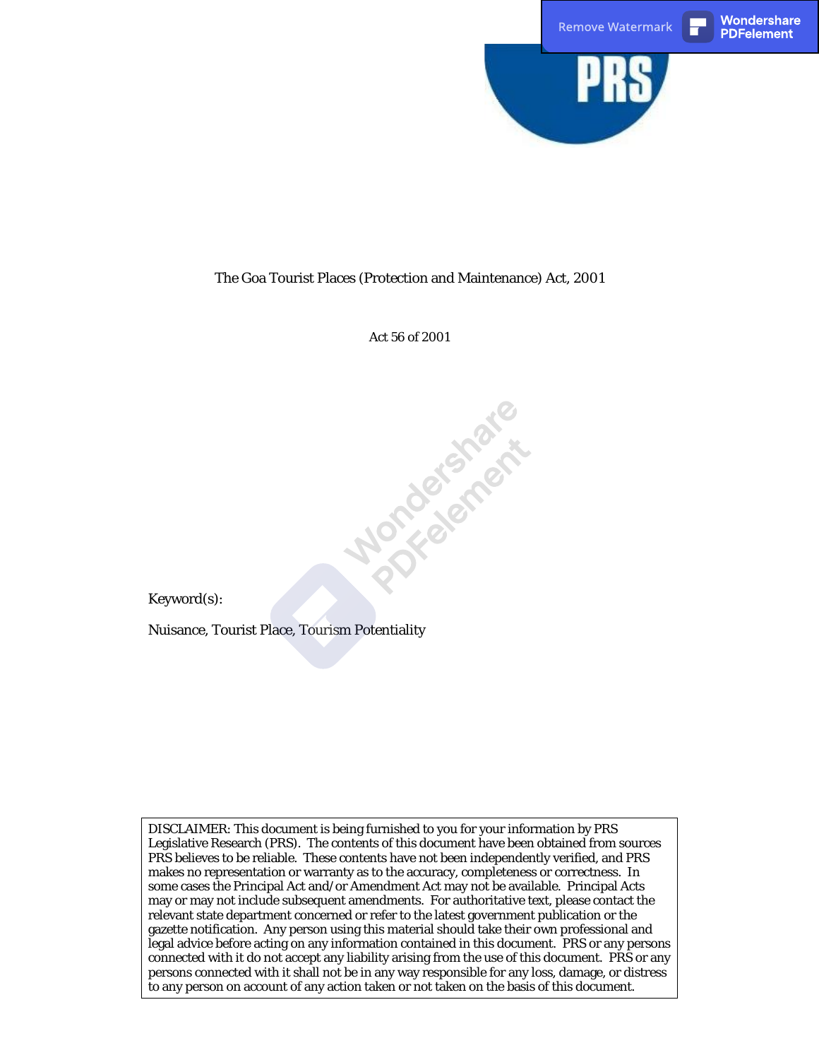# The Goa Tourist Places (Protection and Maintenance) Act, 2001

Act 56 of 2001

Keyword(s):

Nuisance, Tourist Place, Tourism Potentiality

DISCLAIMER: This document is being furnished to you for your information by PRS Legislative Research (PRS). The contents of this document have been obtained from sources PRS believes to be reliable. These contents have not been independently verified, and PRS makes no representation or warranty as to the accuracy, completeness or correctness. In some cases the Principal Act and/or Amendment Act may not be available. Principal Acts may or may not include subsequent amendments. For authoritative text, please contact the relevant state department concerned or refer to the latest government publication or the gazette notification. Any person using this material should take their own professional and legal advice before acting on any information contained in this document. PRS or any persons connected with it do not accept any liability arising from the use of this document. PRS or any persons connected with it shall not be in any way responsible for any loss, damage, or distress to any person on account of any action taken or not taken on the basis of this document.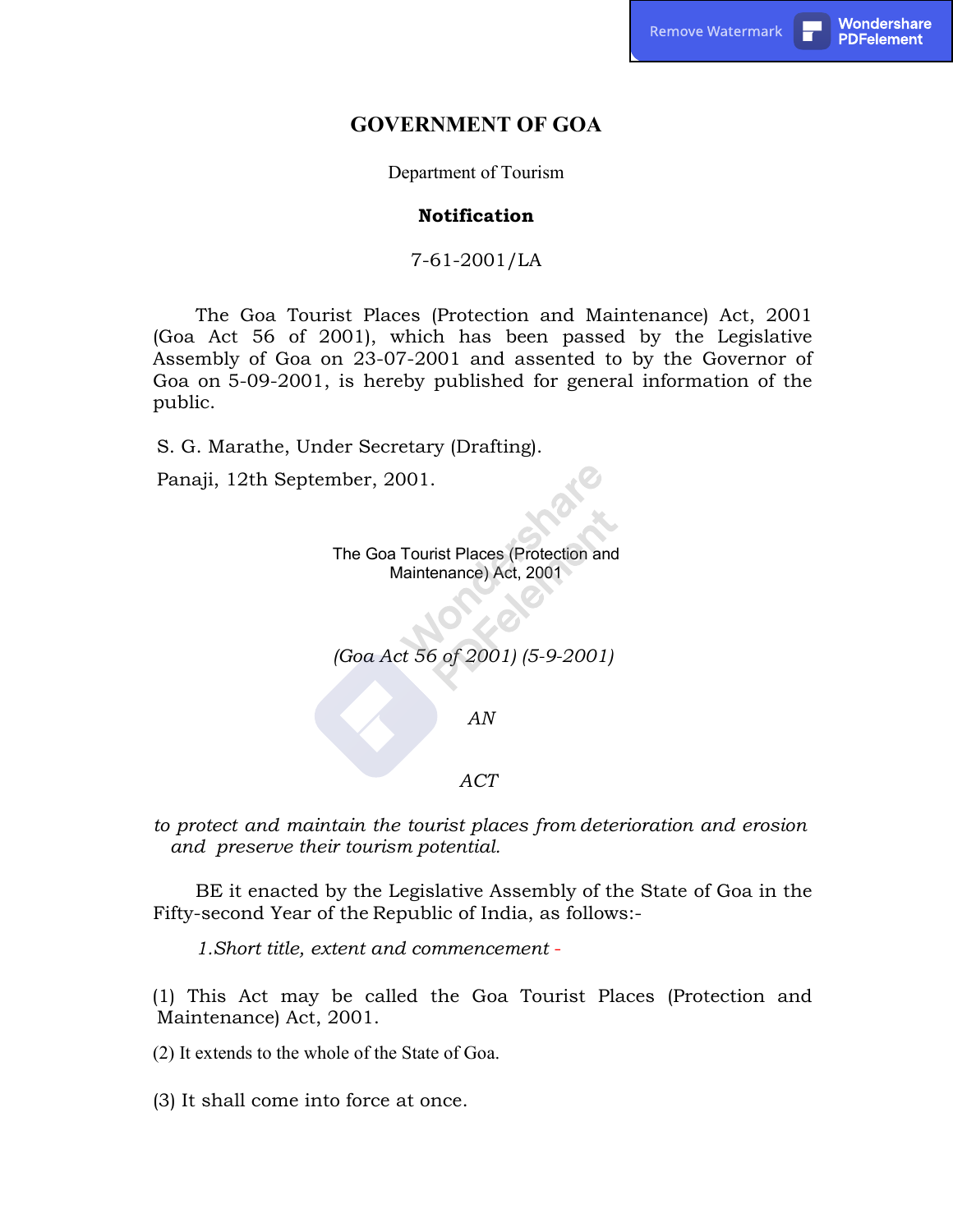# GOVERNMENT OF GOA

Department of Tourism

**Notification**

7-61-2001/LA

The Goa Tourist Places (Protection and Maintenance) Act, 2001 (Goa Act 56 of 2001), which has been passed by the Legislative Assembly of Goa on 23-07-2001 and assented to by the Governor of Goa on 5-09-2001, is hereby published for general information of the public.

S. G. Marathe, Under Secretary (Drafting).

Panaji, 12th September, 2001.

The Goa Tourist Places (Protection and Maintenance) Act, 2001

*(Goa Act 56 of 2001) (5-9-2001)*

*AN*

*ACT*

*to protect and maintain the tourist places from deterioration and erosion and preserve their tourism potential.*

BE it enacted by the Legislative Assembly of the State of Goa in the Fifty-second Year of the Republic of India, as follows:-

*1.Short title, extent and commencement* -

(1) This Act may be called the Goa Tourist Places (Protection and Maintenance) Act, 2001.

(2) It extends to the whole of the State of Goa.

(3) It shall come into force at once.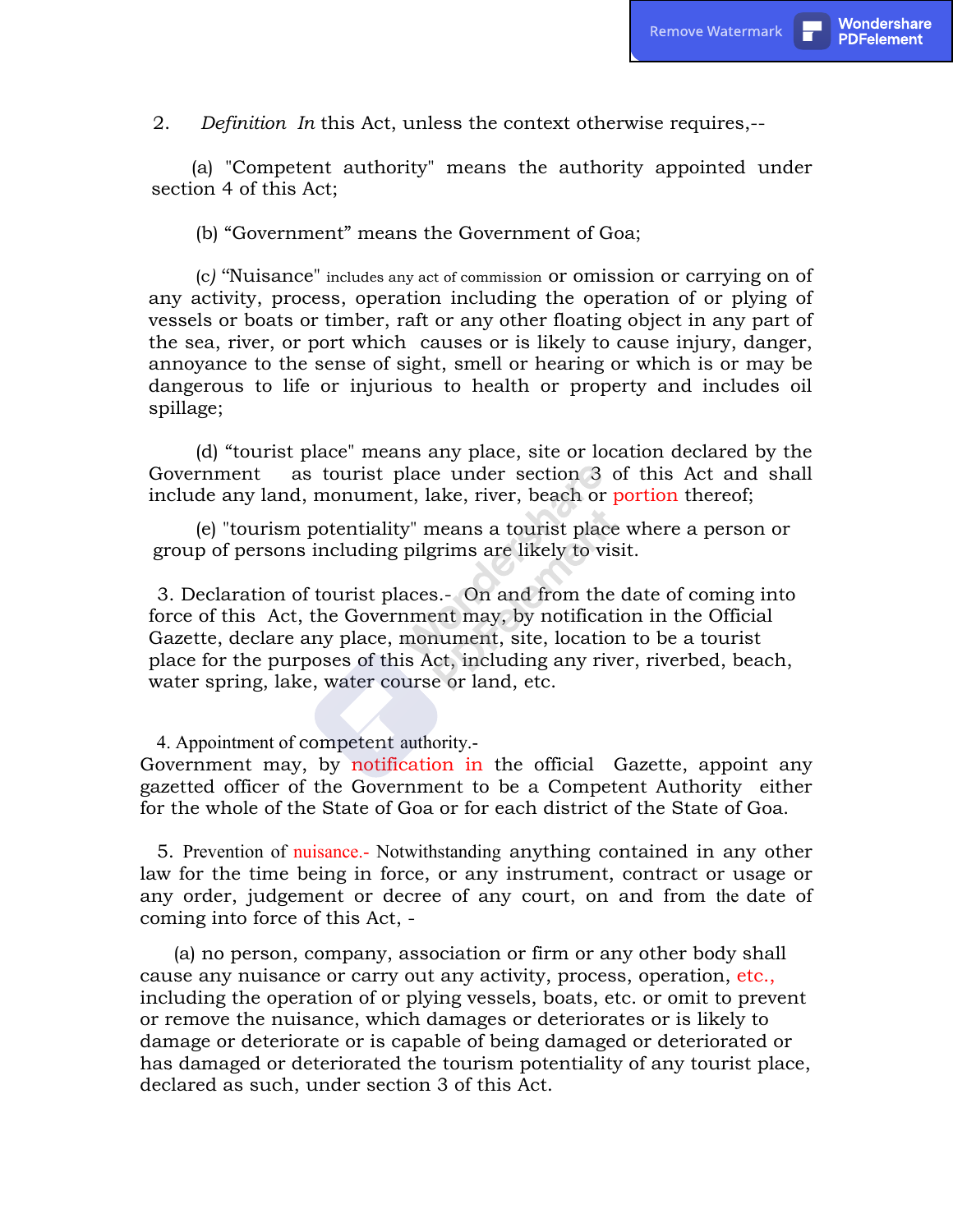2. *Definition In* this Act, unless the context otherwise requires,--

(a) "Competent authority" means the authority appointed under section 4 of this Act;

(b) "Government" means the Government of Goa;

(c) "Nuisance" includes any act of commission or omission or carrying on of any activity, process, operation including the operation of or plying of vessels or boats or timber, raft or any other floating object in any part of the sea, river, or port which causes or is likely to cause injury, danger, annoyance to the sense of sight, smell or hearing or which is or may be dangerous to life or injurious to health or property and includes oil spillage;

(d) "tourist place" means any place, site or location declared by the Government as tourist place under section 3 of this Act and shall include any land, monument, lake, river, beach or portion thereof;

(e) "tourism potentiality" means a tourist place where a person or group of persons including pilgrims are likely to visit.

3. Declaration of tourist places.- On and from the date of coming into force of this Act, the Government may, by notification in the Official Gazette, declare any place, monument, site, location to be a tourist place for the purposes of this Act, including any river, riverbed, beach, water spring, lake, water course or land, etc.

4. Appointment of competent authority.- Government may, by notification in the official Gazette, appoint any gazetted officer of the Government to be a Competent Authority either for the whole of the State of Goa or for each district of the State of Goa.

5. Prevention of nuisance.- Notwithstanding anything contained in any other law for the time being in force, or any instrument, contract or usage or any order, judgement or decree of any court, on and from the date of coming into force of this Act, -

(a) no person, company, association or firm or any other body shall cause any nuisance or carry out any activity, process, operation, etc., including the operation of or plying vessels, boats, etc. or omit to prevent or remove the nuisance, which damages or deteriorates or is likely to damage or deteriorate or is capable of being damaged or deteriorated or has damaged or deteriorated the tourism potentiality of any tourist place, declared as such, under section 3 of this Act.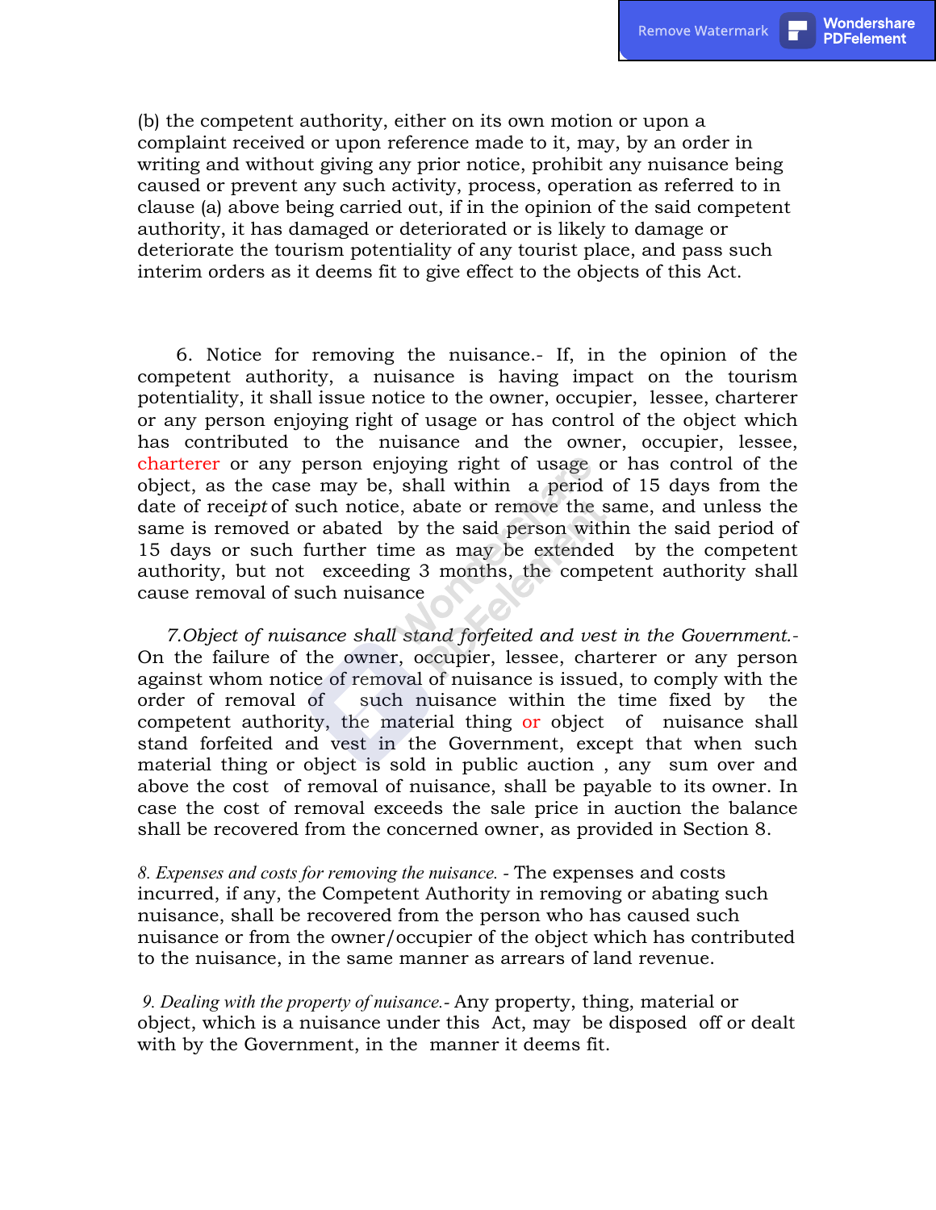(b) the competent authority, either on its own motion or upon a complaint received or upon reference made to it, may, by an order in writing and without giving any prior notice, prohibit any nuisance being caused or prevent any such activity, process, operation as referred to in clause (a) above being carried out, if in the opinion of the said competent authority, it has damaged or deteriorated or is likely to damage or deteriorate the tourism potentiality of any tourist place, and pass such interim orders as it deems fit to give effect to the objects of this Act.

6. Notice for removing the nuisance.- If, in the opinion of the competent authority, a nuisance is having impact on the tourism potentiality, it shall issue notice to the owner, occupier, lessee, charterer or any person enjoying right of usage or has control of the object which has contributed to the nuisance and the owner, occupier, lessee, charterer or any person enjoying right of usage or has control of the object, as the case may be, shall within a period of 15 days from the date of receipt of such notice, abate or remove the same, and unless the same is removed or abated by the said person within the said period of 15 days or such further time as may be extended by the competent authority, but not exceeding 3 months, the competent authority shall cause removal of such nuisance

*7. Object of nuisance shall stand forfeited and vest in the Government.-* On the failure of the owner, occupier, lessee, charterer or any person against whom notice of removal of nuisance is issued, to comply with the order of removal of such nuisance within the time fixed by the competent authority, the material thing or object of nuisance shall stand forfeited and vest in the Government, except that when such material thing or object is sold in public auction , any sum over and above the cost of removal of nuisance, shall be payable to its owner. In case the cost of removal exceeds the sale price in auction the balance shall be recovered from the concerned owner, as provided in Section 8.

*8. Expenses and costs for removing the nuisance. -* The expenses and costs incurred, if any, the Competent Authority in removing or abating such nuisance, shall be recovered from the person who has caused such nuisance or from the owner/occupier of the object which has contributed to the nuisance, in the same manner as arrears of land revenue.

*9. Dealing with the property of nuisance.-* Any property, thing, material or object, which is a nuisance under this Act, may be disposed off or dealt with by the Government, in the manner it deems fit.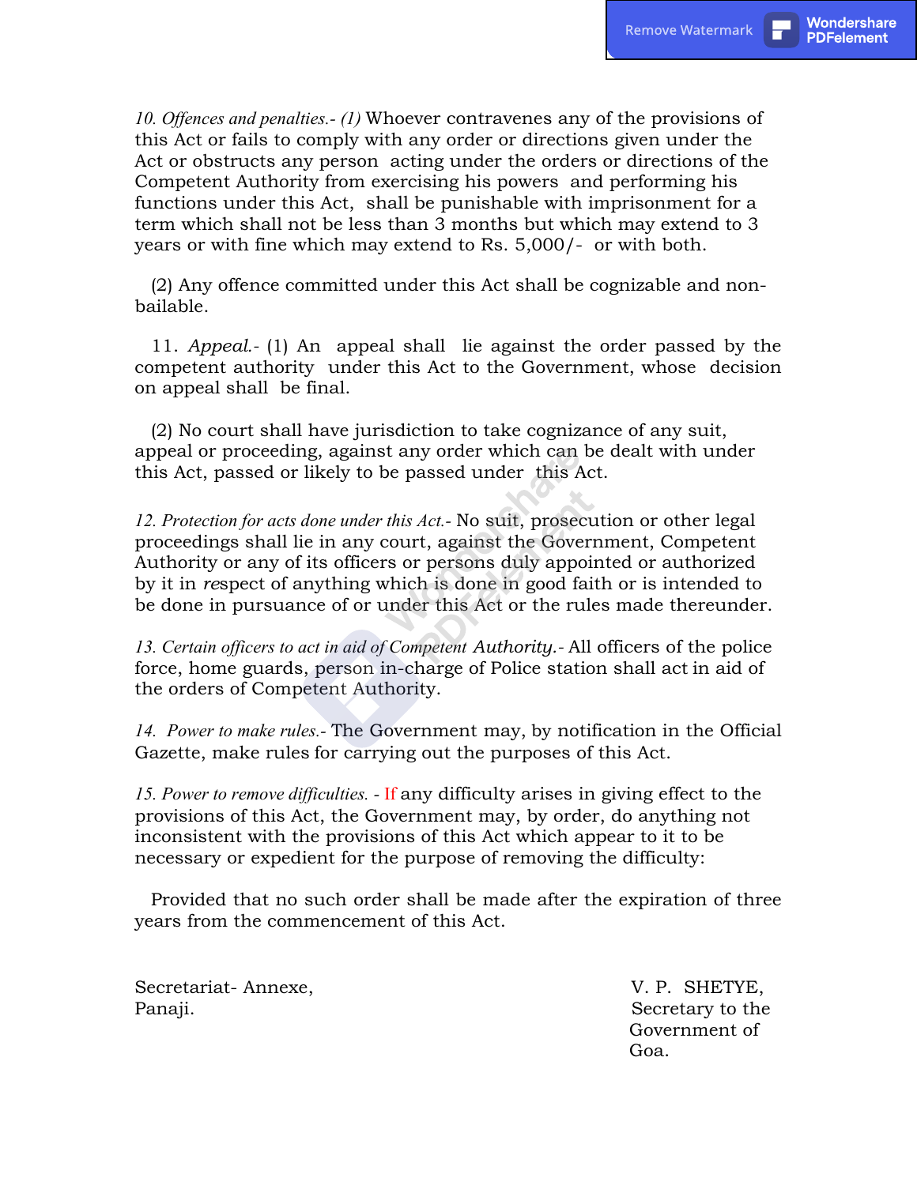*10. Offences and penalties.- (1)* Whoever contravenes any of the provisions of this Act or fails to comply with any order or directions given under the Act or obstructs any person acting under the orders or directions of the Competent Authority from exercising his powers and performing his functions under this Act, shall be punishable with imprisonment for a term which shall not be less than 3 months but which may extend to 3 years or with fine which may extend to Rs. 5,000/- or with both.

(2) Any offence committed under this Act shall be cognizable and non-bailable.

11. *Appeal.*- (1) An appeal shall lie against the order passed by the competent authority under this Act to the Government, whose decision on appeal shall be final.

(2) No court shall have jurisdiction to take cognizance of any suit, appeal or proceeding, against any order which can be dealt with under this Act, passed or likely to be passed under this Act.

*12. Protection for acts done under this Act.*- No suit, prosecution or other legal proceedings shall lie in any court, against the Government, Competent Authority or any of its officers or persons duly appointed or authorized by it in respect of anything which is done in good faith or is intended to be done in pursuance of or under this Act or the rules made thereunder.

*13. Certain officers to act in aid of Competent Authority.*- All officers of the police force, home guards, person in-charge of Police station shall act in aid of the orders of Competent Authority.

*14. Power to make rules.*- The Government may, by notification in the Official Gazette, make rules for carrying out the purposes of this Act.

*15. Power to remove difficulties.* - If any difficulty arises in giving effect to the provisions of this Act, the Government may, by order, do anything not inconsistent with the provisions of this Act which appear to it to be necessary or expedient for the purpose of removing the difficulty:

Provided that no such order shall be made after the expiration of three years from the commencement of this Act.

Secretariat- Annexe,
Panaji.

V. P. SHETYE,
Secretary to the Government of Goa.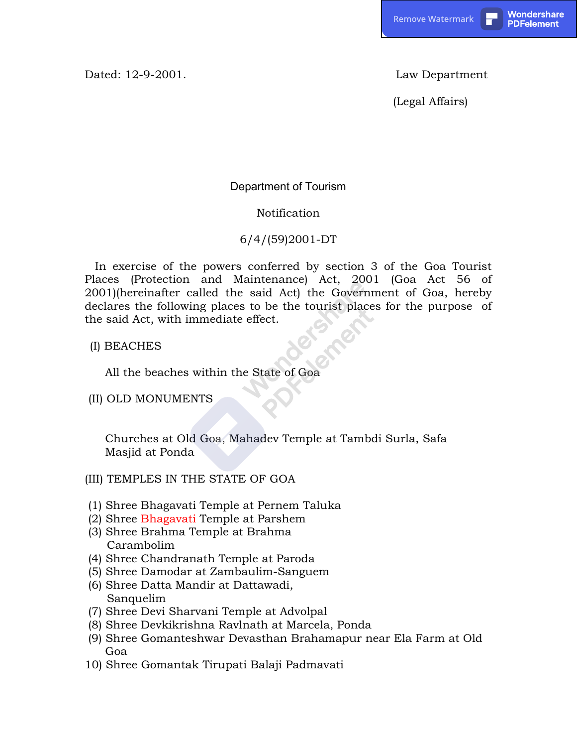Dated: 12-9-2001.

Law Department

(Legal Affairs)

Department of Tourism

Notification

6/4/(59)2001-DT

In exercise of the powers conferred by section 3 of the Goa Tourist Places (Protection and Maintenance) Act, 2001 (Goa Act 56 of 2001)(hereinafter called the said Act) the Government of Goa, hereby declares the following places to be the tourist places for the purpose of the said Act, with immediate effect.

(I) BEACHES

All the beaches within the State of Goa

(II) OLD MONUMENTS

Churches at Old Goa, Mahadev Temple at Tambdi Surla, Safa Masjid at Ponda

(III) TEMPLES IN THE STATE OF GOA

(1) Shree Bhagavati Temple at Pernem Taluka
(2) Shree Bhagavati Temple at Parshem
(3) Shree Brahma Temple at Brahma Carambolim
(4) Shree Chandranath Temple at Paroda
(5) Shree Damodar at Zambaulim-Sanguem
(6) Shree Datta Mandir at Dattawadi, Sanquelim
(7) Shree Devi Sharvani Temple at Advolpal
(8) Shree Devkikrishna Ravlnath at Marcela, Ponda
(9) Shree Gomanteshwar Devasthan Brahamapur near Ela Farm at Old Goa
10) Shree Gomantak Tirupati Balaji Padmavati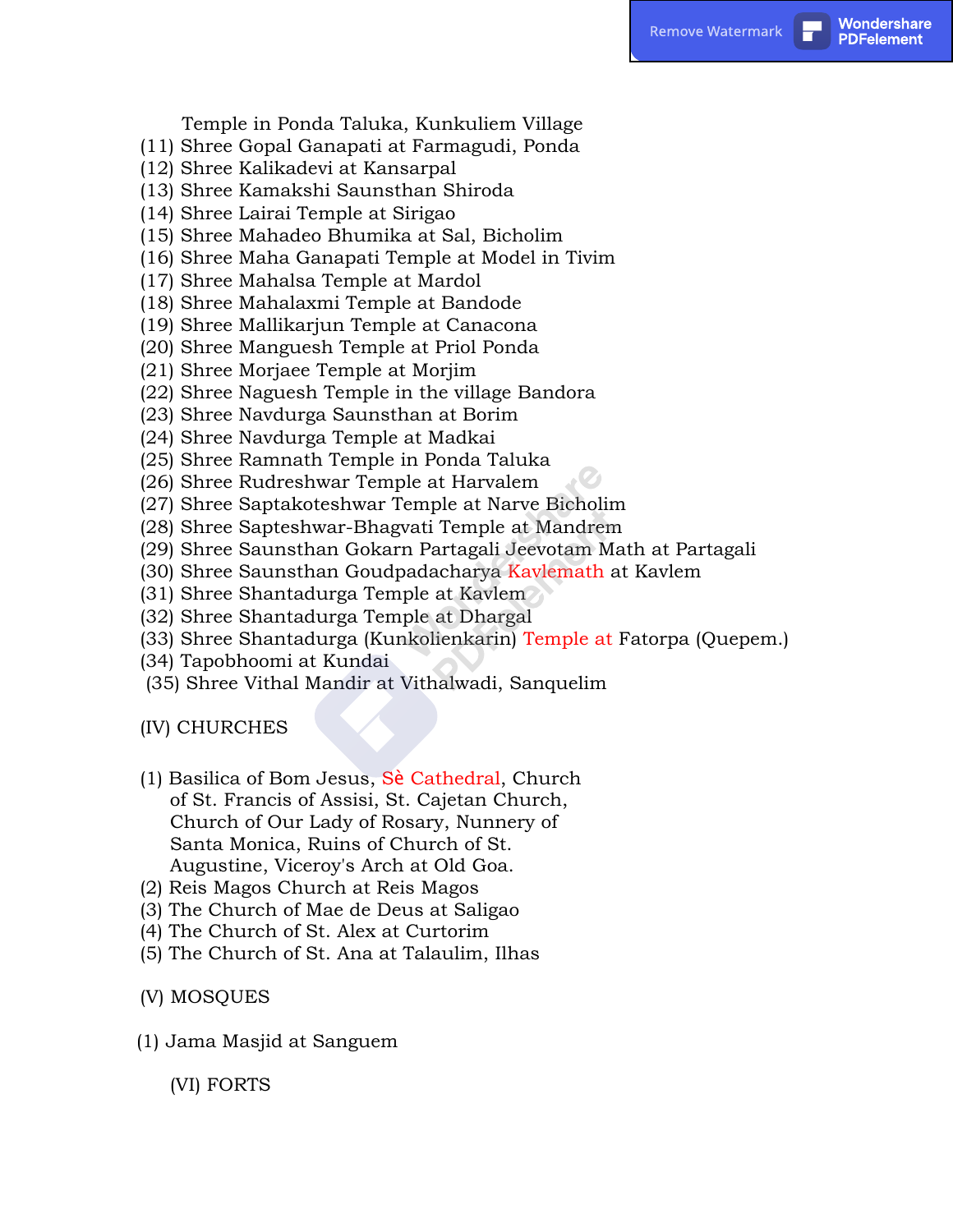Temple in Ponda Taluka, Kunkuliem Village

(11) Shree Gopal Ganapati at Farmagudi, Ponda
(12) Shree Kalikadevi at Kansarpal
(13) Shree Kamakshi Saunsthan Shiroda
(14) Shree Lairai Temple at Sirigao
(15) Shree Mahadeo Bhumika at Sal, Bicholim
(16) Shree Maha Ganapati Temple at Model in Tivim
(17) Shree Mahalsa Temple at Mardol
(18) Shree Mahalaxmi Temple at Bandode
(19) Shree Mallikarjun Temple at Canacona
(20) Shree Manguesh Temple at Priol Ponda
(21) Shree Morjaee Temple at Morjim
(22) Shree Naguesh Temple in the village Bandora
(23) Shree Navdurga Saunsthan at Borim
(24) Shree Navdurga Temple at Madkai
(25) Shree Ramnath Temple in Ponda Taluka
(26) Shree Rudreshwar Temple at Harvalem
(27) Shree Saptakoteshwar Temple at Narve Bicholim
(28) Shree Sapteshwar-Bhagvati Temple at Mandrem
(29) Shree Saunsthan Gokarn Partagali Jeevotam Math at Partagali
(30) Shree Saunsthan Goudpadacharya Kavlemath at Kavlem
(31) Shree Shantadurga Temple at Kavlem
(32) Shree Shantadurga Temple at Dhargal
(33) Shree Shantadurga (Kunkolienkarin) Temple at Fatorpa (Quepem.)
(34) Tapobhoomi at Kundai
(35) Shree Vithal Mandir at Vithalwadi, Sanquelim

(IV) CHURCHES

(1) Basilica of Bom Jesus, Sè Cathedral, Church of St. Francis of Assisi, St. Cajetan Church, Church of Our Lady of Rosary, Nunnery of Santa Monica, Ruins of Church of St. Augustine, Viceroy's Arch at Old Goa.
(2) Reis Magos Church at Reis Magos
(3) The Church of Mae de Deus at Saligao
(4) The Church of St. Alex at Curtorim
(5) The Church of St. Ana at Talaulim, Ilhas

(V) MOSQUES

(1) Jama Masjid at Sanguem

(VI) FORTS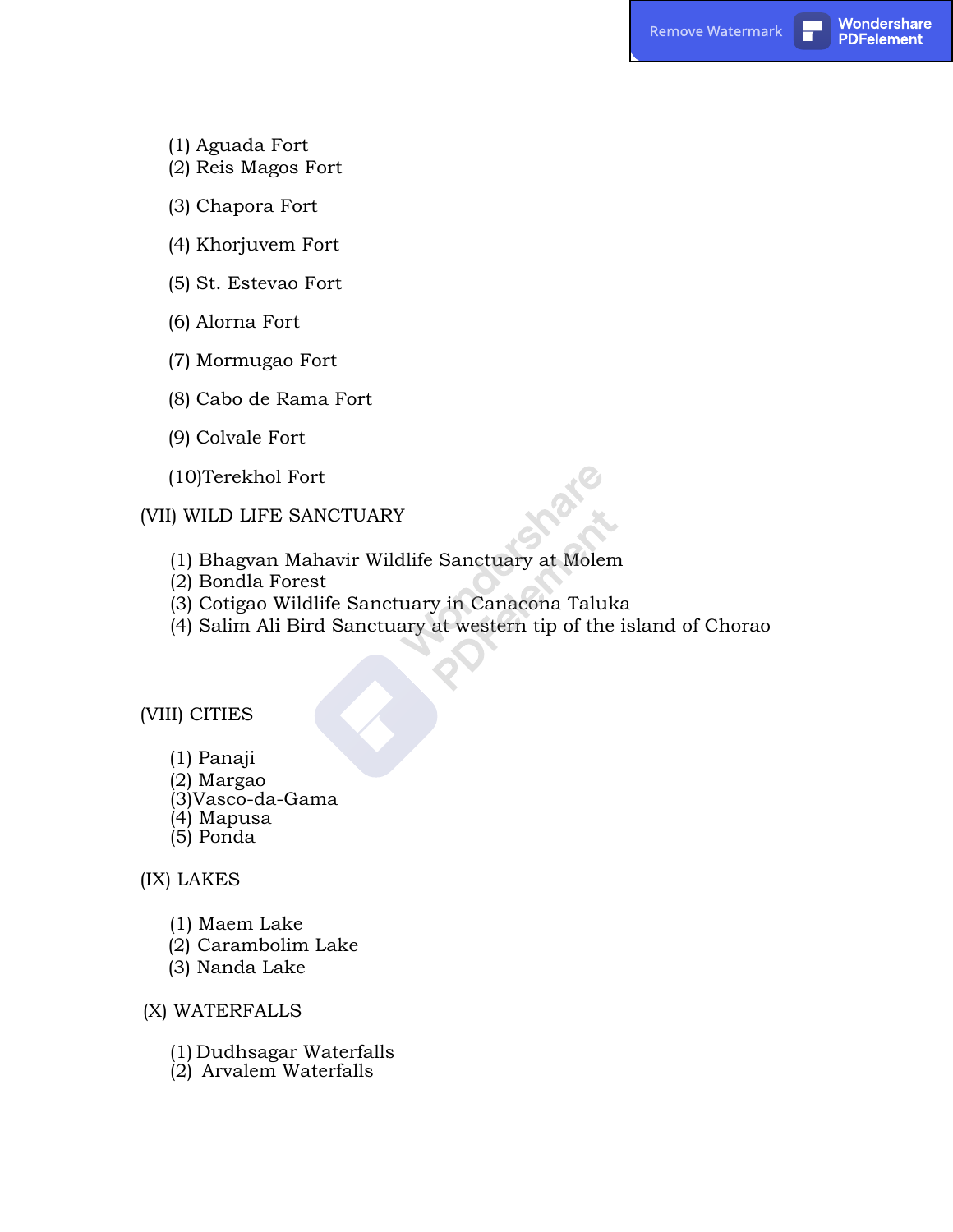(1) Aguada Fort
(2) Reis Magos Fort

(3) Chapora Fort

(4) Khorjuvem Fort

(5) St. Estevao Fort

(6) Alorna Fort

(7) Mormugao Fort

(8) Cabo de Rama Fort

(9) Colvale Fort

(10)Terekhol Fort

(VII) WILD LIFE SANCTUARY

(1) Bhagvan Mahavir Wildlife Sanctuary at Molem
(2) Bondla Forest
(3) Cotigao Wildlife Sanctuary in Canacona Taluka
(4) Salim Ali Bird Sanctuary at western tip of the island of Chorao

(VIII) CITIES

(1) Panaji
(2) Margao
(3)Vasco-da-Gama
(4) Mapusa
(5) Ponda

(IX) LAKES

(1) Maem Lake
(2) Carambolim Lake
(3) Nanda Lake

(X) WATERFALLS

(1) Dudhsagar Waterfalls
(2) Arvalem Waterfalls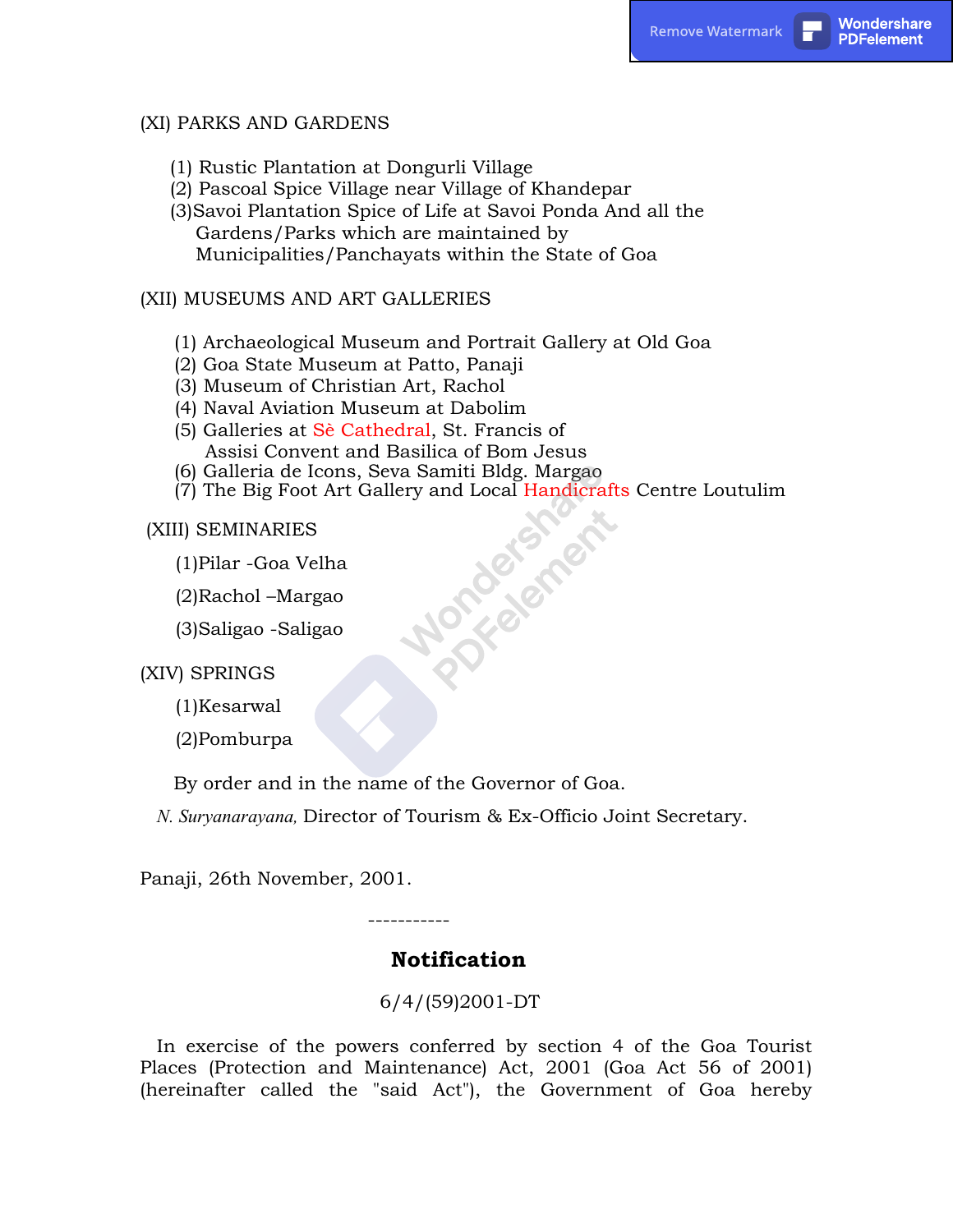(XI) PARKS AND GARDENS

(1) Rustic Plantation at Dongurli Village
(2) Pascoal Spice Village near Village of Khandepar
(3)Savoi Plantation Spice of Life at Savoi Ponda And all the Gardens/Parks which are maintained by Municipalities/Panchayats within the State of Goa

(XII) MUSEUMS AND ART GALLERIES

(1) Archaeological Museum and Portrait Gallery at Old Goa
(2) Goa State Museum at Patto, Panaji
(3) Museum of Christian Art, Rachol
(4) Naval Aviation Museum at Dabolim
(5) Galleries at Sè Cathedral, St. Francis of Assisi Convent and Basilica of Bom Jesus
(6) Galleria de Icons, Seva Samiti Bldg. Margao
(7) The Big Foot Art Gallery and Local Handicrafts Centre Loutulim

(XIII) SEMINARIES

(1)Pilar -Goa Velha

(2)Rachol –Margao

(3)Saligao -Saligao

(XIV) SPRINGS

(1)Kesarwal

(2)Pomburpa

By order and in the name of the Governor of Goa.

*N. Suryanarayana,* Director of Tourism & Ex-Officio Joint Secretary.

Panaji, 26th November, 2001.

-----------

## Notification

6/4/(59)2001-DT

In exercise of the powers conferred by section 4 of the Goa Tourist Places (Protection and Maintenance) Act, 2001 (Goa Act 56 of 2001) (hereinafter called the "said Act"), the Government of Goa hereby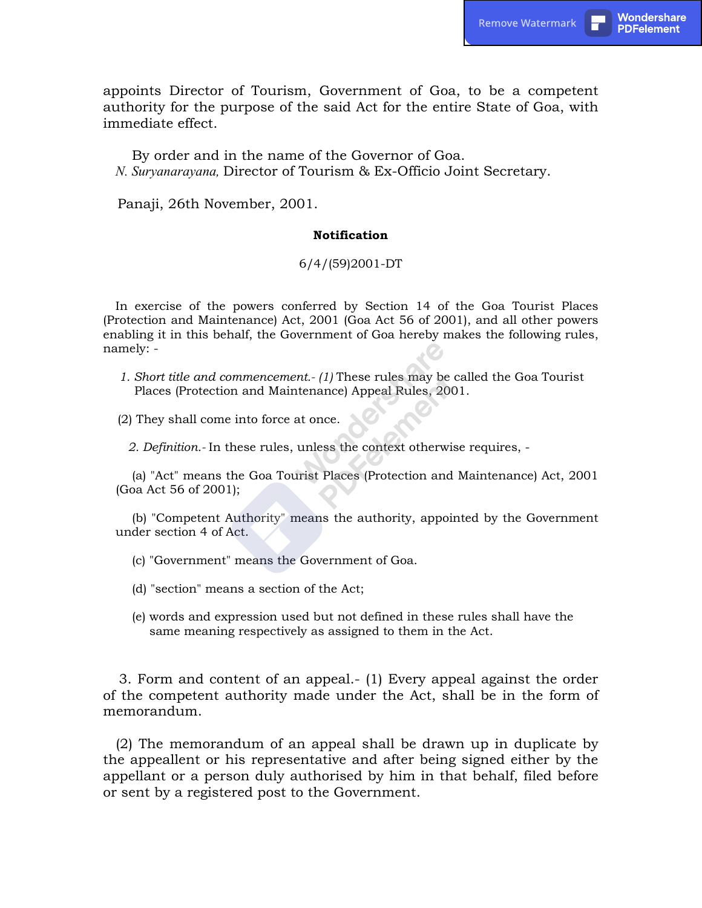appoints Director of Tourism, Government of Goa, to be a competent authority for the purpose of the said Act for the entire State of Goa, with immediate effect.

By order and in the name of the Governor of Goa.
*N. Suryanarayana,* Director of Tourism & Ex-Officio Joint Secretary.

Panaji, 26th November, 2001.

**Notification**

6/4/(59)2001-DT

In exercise of the powers conferred by Section 14 of the Goa Tourist Places (Protection and Maintenance) Act, 2001 (Goa Act 56 of 2001), and all other powers enabling it in this behalf, the Government of Goa hereby makes the following rules, namely: -

1. *Short title and commencement.- (1)* These rules may be called the Goa Tourist Places (Protection and Maintenance) Appeal Rules, 2001.

(2) They shall come into force at once.

2. *Definition.-* In these rules, unless the context otherwise requires, -

(a) "Act" means the Goa Tourist Places (Protection and Maintenance) Act, 2001 (Goa Act 56 of 2001);

(b) "Competent Authority" means the authority, appointed by the Government under section 4 of Act.

(c) "Government" means the Government of Goa.

(d) "section" means a section of the Act;

(e) words and expression used but not defined in these rules shall have the same meaning respectively as assigned to them in the Act.

3. Form and content of an appeal.- (1) Every appeal against the order of the competent authority made under the Act, shall be in the form of memorandum.

(2) The memorandum of an appeal shall be drawn up in duplicate by the appeallent or his representative and after being signed either by the appellant or a person duly authorised by him in that behalf, filed before or sent by a registered post to the Government.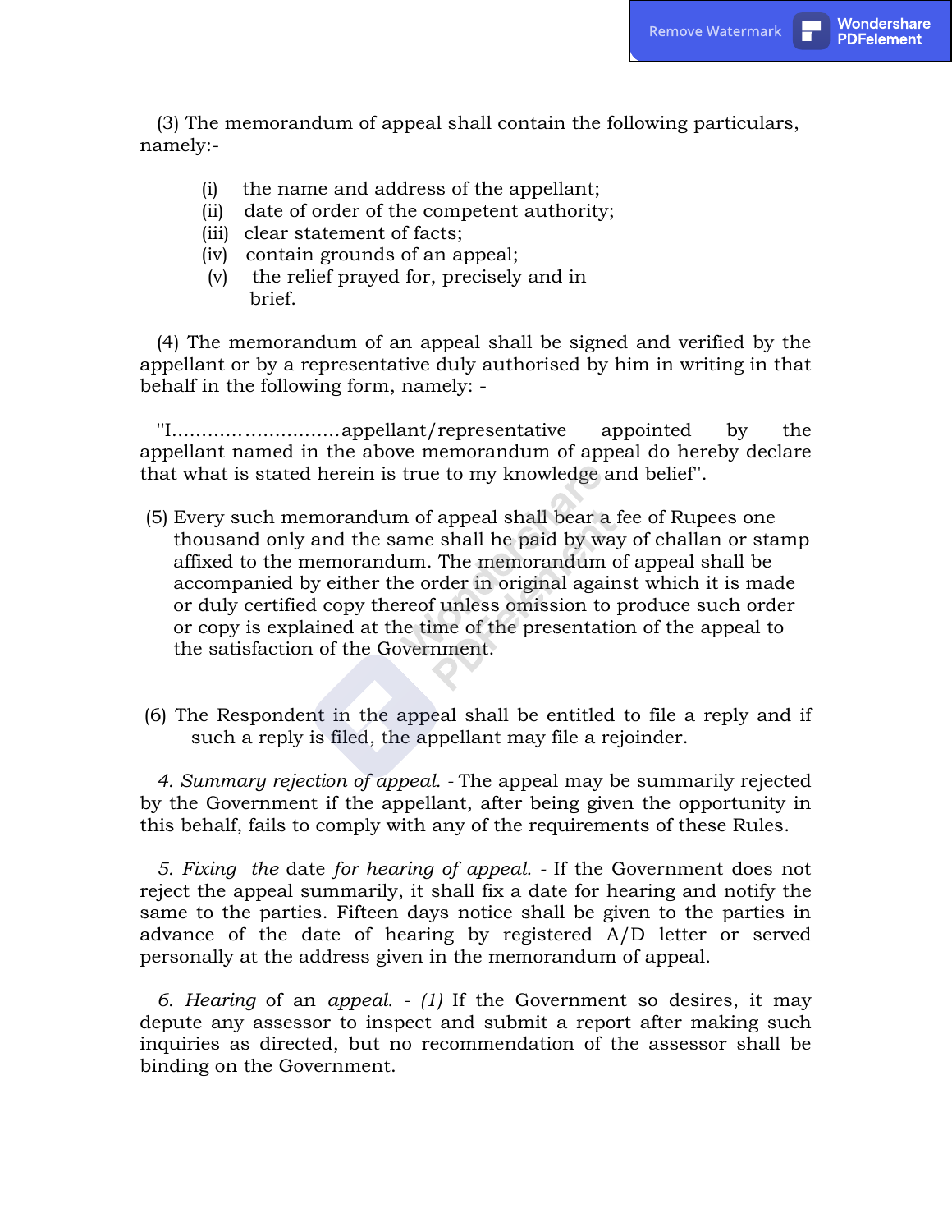(3) The memorandum of appeal shall contain the following particulars, namely:-

- (i) the name and address of the appellant;
- (ii) date of order of the competent authority;
- (iii) clear statement of facts;
- (iv) contain grounds of an appeal;
- (v) the relief prayed for, precisely and in brief.

(4) The memorandum of an appeal shall be signed and verified by the appellant or by a representative duly authorised by him in writing in that behalf in the following form, namely: -

"I……………………….appellant/representative appointed by the appellant named in the above memorandum of appeal do hereby declare that what is stated herein is true to my knowledge and belief".

(5) Every such memorandum of appeal shall bear a fee of Rupees one thousand only and the same shall he paid by way of challan or stamp affixed to the memorandum. The memorandum of appeal shall be accompanied by either the order in original against which it is made or duly certified copy thereof unless omission to produce such order or copy is explained at the time of the presentation of the appeal to the satisfaction of the Government.

(6) The Respondent in the appeal shall be entitled to file a reply and if such a reply is filed, the appellant may file a rejoinder.

*4. Summary rejection of appeal.* - The appeal may be summarily rejected by the Government if the appellant, after being given the opportunity in this behalf, fails to comply with any of the requirements of these Rules.

*5. Fixing* the date *for hearing of appeal.* - If the Government does not reject the appeal summarily, it shall fix a date for hearing and notify the same to the parties. Fifteen days notice shall be given to the parties in advance of the date of hearing by registered A/D letter or served personally at the address given in the memorandum of appeal.

*6. Hearing* of an *appeal. - (1)* If the Government so desires, it may depute any assessor to inspect and submit a report after making such inquiries as directed, but no recommendation of the assessor shall be binding on the Government.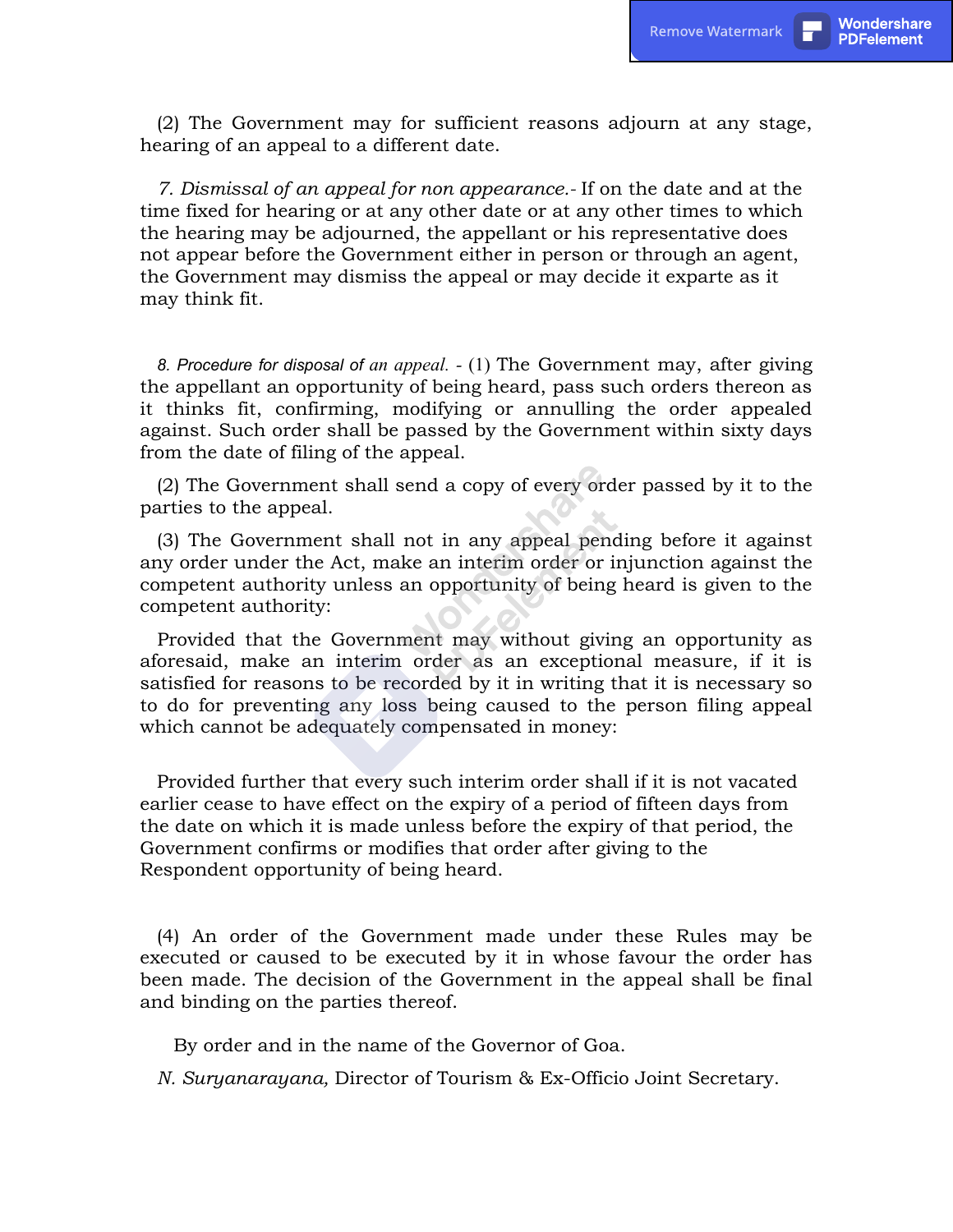(2) The Government may for sufficient reasons adjourn at any stage, hearing of an appeal to a different date.

*7. Dismissal of an appeal for non appearance.-* If on the date and at the time fixed for hearing or at any other date or at any other times to which the hearing may be adjourned, the appellant or his representative does not appear before the Government either in person or through an agent, the Government may dismiss the appeal or may decide it exparte as it may think fit.

*8. Procedure for disposal of an appeal.* - (1) The Government may, after giving the appellant an opportunity of being heard, pass such orders thereon as it thinks fit, confirming, modifying or annulling the order appealed against. Such order shall be passed by the Government within sixty days from the date of filing of the appeal.

(2) The Government shall send a copy of every order passed by it to the parties to the appeal.

(3) The Government shall not in any appeal pending before it against any order under the Act, make an interim order or injunction against the competent authority unless an opportunity of being heard is given to the competent authority:

Provided that the Government may without giving an opportunity as aforesaid, make an interim order as an exceptional measure, if it is satisfied for reasons to be recorded by it in writing that it is necessary so to do for preventing any loss being caused to the person filing appeal which cannot be adequately compensated in money:

Provided further that every such interim order shall if it is not vacated earlier cease to have effect on the expiry of a period of fifteen days from the date on which it is made unless before the expiry of that period, the Government confirms or modifies that order after giving to the Respondent opportunity of being heard.

(4) An order of the Government made under these Rules may be executed or caused to be executed by it in whose favour the order has been made. The decision of the Government in the appeal shall be final and binding on the parties thereof.

By order and in the name of the Governor of Goa.

*N. Suryanarayana,* Director of Tourism & Ex-Officio Joint Secretary.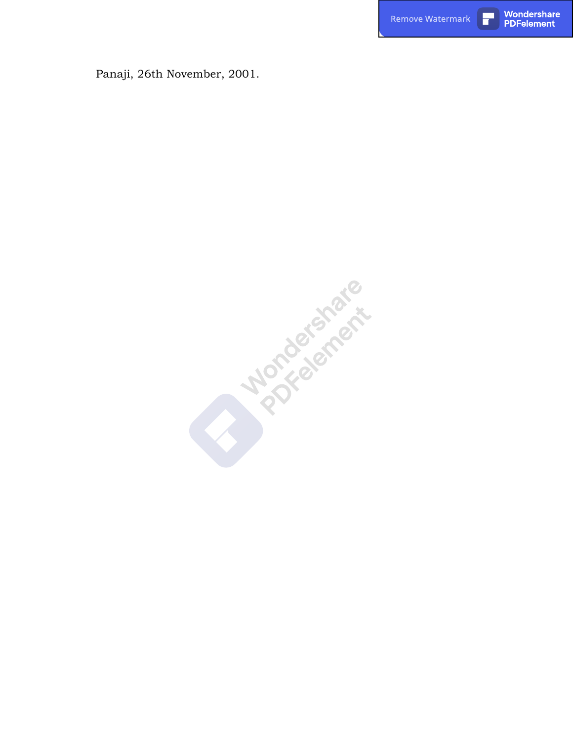Panaji, 26th November, 2001.